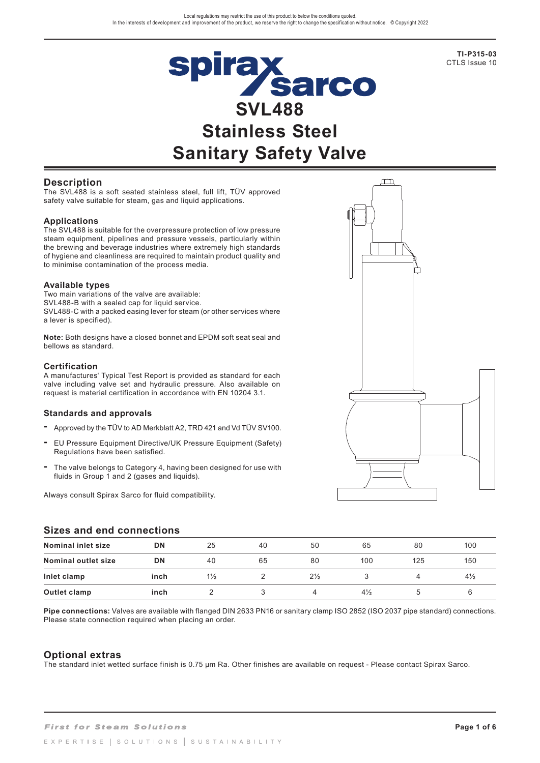Local regulations may restrict the use of this product to below the conditions quoted.
In the interests of development and improvement of the product, we reserve the right to change the specification without notice. © Copyright 2022

**TI-P315-03**
CTLS Issue 10

# SVL488 Stainless Steel Sanitary Safety Valve

## Description

The SVL488 is a soft seated stainless steel, full lift, TÜV approved safety valve suitable for steam, gas and liquid applications.

### Applications

The SVL488 is suitable for the overpressure protection of low pressure steam equipment, pipelines and pressure vessels, particularly within the brewing and beverage industries where extremely high standards of hygiene and cleanliness are required to maintain product quality and to minimise contamination of the process media.

### Available types

Two main variations of the valve are available:
SVL488-B with a sealed cap for liquid service.
SVL488-C with a packed easing lever for steam (or other services where a lever is specified).

**Note:** Both designs have a closed bonnet and EPDM soft seat seal and bellows as standard.

### Certification

A manufactures' Typical Test Report is provided as standard for each valve including valve set and hydraulic pressure. Also available on request is material certification in accordance with EN 10204 3.1.

### Standards and approvals

- Approved by the TÜV to AD Merkblatt A2, TRD 421 and Vd TÜV SV100.
- EU Pressure Equipment Directive/UK Pressure Equipment (Safety) Regulations have been satisfied.
- The valve belongs to Category 4, having been designed for use with fluids in Group 1 and 2 (gases and liquids).

Always consult Spirax Sarco for fluid compatibility.

## Sizes and end connections

| Nominal inlet size | DN | 25 | 40 | 50 | 65 | 80 | 100 |
|---|---|---|---|---|---|---|---|
| Nominal outlet size | DN | 40 | 65 | 80 | 100 | 125 | 150 |
| Inlet clamp | inch | 1½ | 2 | 2½ | 3 | 4 | 4½ |
| Outlet clamp | inch | 2 | 3 | 4 | 4½ | 5 | 6 |

**Pipe connections:** Valves are available with flanged DIN 2633 PN16 or sanitary clamp ISO 2852 (ISO 2037 pipe standard) connections. Please state connection required when placing an order.

## Optional extras

The standard inlet wetted surface finish is 0.75 μm Ra. Other finishes are available on request - Please contact Spirax Sarco.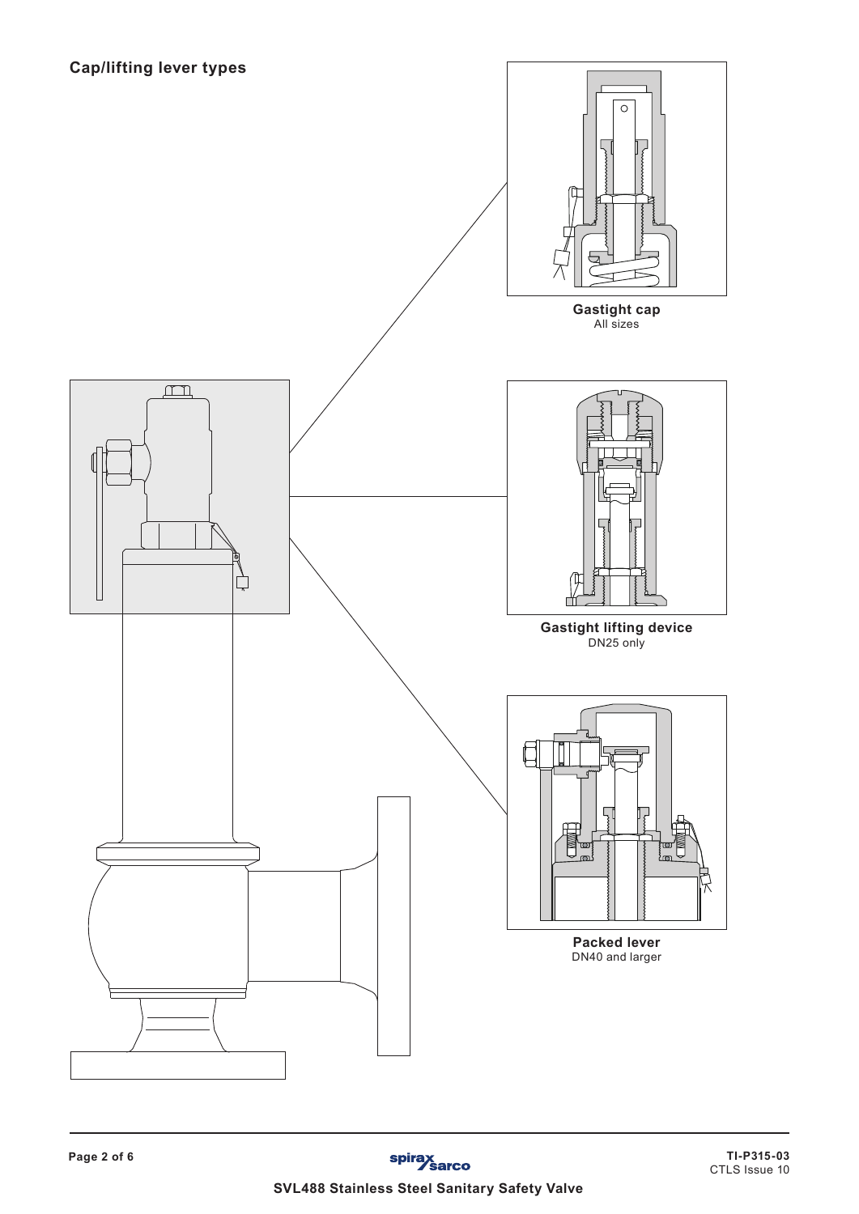## Cap/lifting lever types

**Gastight cap**
All sizes

**Gastight lifting device**
DN25 only

**Packed lever**
DN40 and larger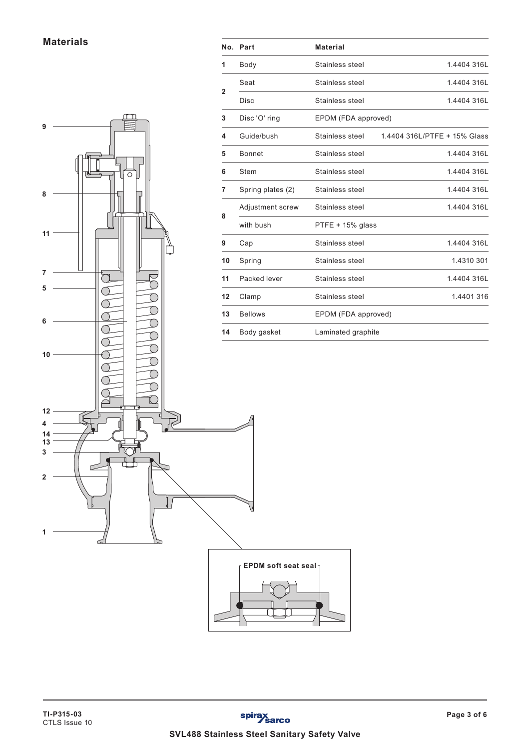## Materials

| No. | Part | Material | |
|---|---|---|---|
| 1 | Body | Stainless steel | 1.4404 316L |
| 2 | Seat | Stainless steel | 1.4404 316L |
| | Disc | Stainless steel | 1.4404 316L |
| 3 | Disc 'O' ring | EPDM (FDA approved) | |
| 4 | Guide/bush | Stainless steel | 1.4404 316L/PTFE + 15% Glass |
| 5 | Bonnet | Stainless steel | 1.4404 316L |
| 6 | Stem | Stainless steel | 1.4404 316L |
| 7 | Spring plates (2) | Stainless steel | 1.4404 316L |
| 8 | Adjustment screw | Stainless steel | 1.4404 316L |
| | with bush | PTFE + 15% glass | |
| 9 | Cap | Stainless steel | 1.4404 316L |
| 10 | Spring | Stainless steel | 1.4310 301 |
| 11 | Packed lever | Stainless steel | 1.4404 316L |
| 12 | Clamp | Stainless steel | 1.4401 316 |
| 13 | Bellows | EPDM (FDA approved) | |
| 14 | Body gasket | Laminated graphite | |

EPDM soft seat seal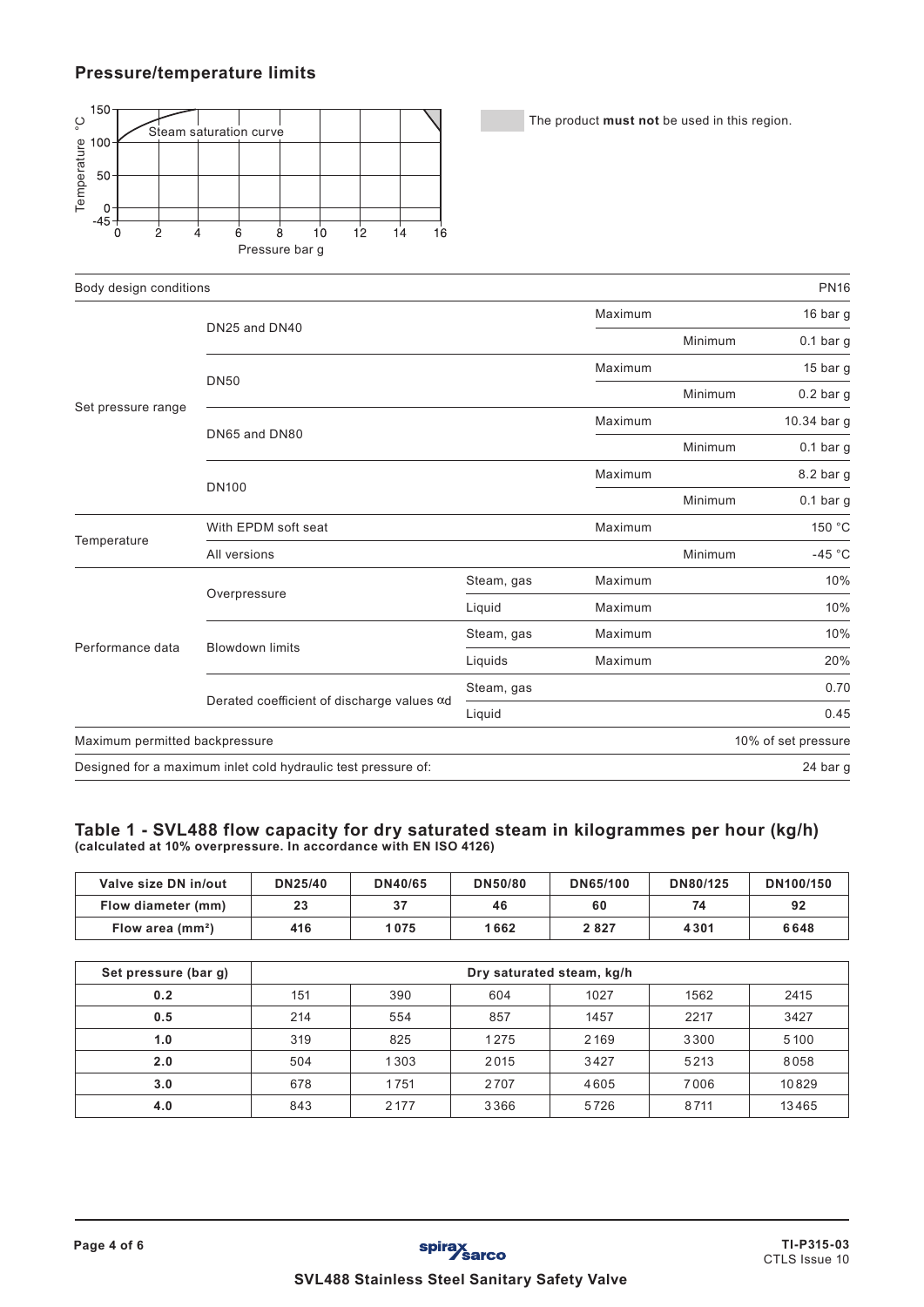## Pressure/temperature limits

The product **must not** be used in this region.

| Body design conditions | | | | | PN16 |
|---|---|---|---|---|---|
| Set pressure range | DN25 and DN40 | | Maximum | | 16 bar g |
| | | | | Minimum | 0.1 bar g |
| | DN50 | | Maximum | | 15 bar g |
| | | | | Minimum | 0.2 bar g |
| | DN65 and DN80 | | Maximum | | 10.34 bar g |
| | | | | Minimum | 0.1 bar g |
| | DN100 | | Maximum | | 8.2 bar g |
| | | | | Minimum | 0.1 bar g |
| Temperature | With EPDM soft seat | | Maximum | | 150 °C |
| | All versions | | | Minimum | -45 °C |
| Performance data | Overpressure | Steam, gas | Maximum | | 10% |
| | | Liquid | Maximum | | 10% |
| | Blowdown limits | Steam, gas | Maximum | | 10% |
| | | Liquids | Maximum | | 20% |
| | Derated coefficient of discharge values αd | Steam, gas | | | 0.70 |
| | | Liquid | | | 0.45 |
| Maximum permitted backpressure | | | | | 10% of set pressure |
| Designed for a maximum inlet cold hydraulic test pressure of: | | | | | 24 bar g |

### Table 1 - SVL488 flow capacity for dry saturated steam in kilogrammes per hour (kg/h)
**(calculated at 10% overpressure. In accordance with EN ISO 4126)**

| Valve size DN in/out | DN25/40 | DN40/65 | DN50/80 | DN65/100 | DN80/125 | DN100/150 |
|---|---|---|---|---|---|---|
| Flow diameter (mm) | 23 | 37 | 46 | 60 | 74 | 92 |
| Flow area (mm²) | 416 | 1075 | 1662 | 2827 | 4301 | 6648 |

| Set pressure (bar g) | Dry saturated steam, kg/h | | | | | |
|---|---|---|---|---|---|---|
| 0.2 | 151 | 390 | 604 | 1027 | 1562 | 2415 |
| 0.5 | 214 | 554 | 857 | 1457 | 2217 | 3427 |
| 1.0 | 319 | 825 | 1275 | 2169 | 3300 | 5100 |
| 2.0 | 504 | 1303 | 2015 | 3427 | 5213 | 8058 |
| 3.0 | 678 | 1751 | 2707 | 4605 | 7006 | 10829 |
| 4.0 | 843 | 2177 | 3366 | 5726 | 8711 | 13465 |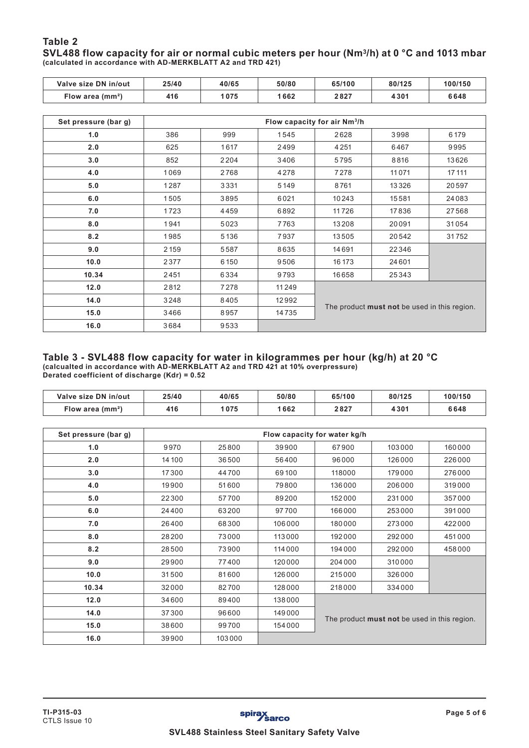## Table 2

### SVL488 flow capacity for air or normal cubic meters per hour ($Nm^3/h$) at 0 °C and 1013 mbar

**(calculated in accordance with AD-MERKBLATT A2 and TRD 421)**

| Valve size DN in/out | 25/40 | 40/65 | 50/80 | 65/100 | 80/125 | 100/150 |
|---|---|---|---|---|---|---|
| Flow area (mm²) | 416 | 1075 | 1662 | 2827 | 4301 | 6648 |

| Set pressure (bar g) | Flow capacity for air $Nm^3/h$ | | | | | |
|---|---|---|---|---|---|---|
| 1.0 | 386 | 999 | 1545 | 2628 | 3998 | 6179 |
| 2.0 | 625 | 1617 | 2499 | 4251 | 6467 | 9995 |
| 3.0 | 852 | 2204 | 3406 | 5795 | 8816 | 13626 |
| 4.0 | 1069 | 2768 | 4278 | 7278 | 11071 | 17111 |
| 5.0 | 1287 | 3331 | 5149 | 8761 | 13326 | 20597 |
| 6.0 | 1505 | 3895 | 6021 | 10243 | 15581 | 24083 |
| 7.0 | 1723 | 4459 | 6892 | 11726 | 17836 | 27568 |
| 8.0 | 1941 | 5023 | 7763 | 13208 | 20091 | 31054 |
| 8.2 | 1985 | 5136 | 7937 | 13505 | 20542 | 31752 |
| 9.0 | 2159 | 5587 | 8635 | 14691 | 22346 | |
| 10.0 | 2377 | 6150 | 9506 | 16173 | 24601 | |
| 10.34 | 2451 | 6334 | 9793 | 16658 | 25343 | |
| 12.0 | 2812 | 7278 | 11249 | The product **must not** be used in this region. | | |
| 14.0 | 3248 | 8405 | 12992 | | | |
| 15.0 | 3466 | 8957 | 14735 | | | |
| 16.0 | 3684 | 9533 | | | | |

## Table 3 - SVL488 flow capacity for water in kilogrammes per hour (kg/h) at 20 °C

**(calcualted in accordance with AD-MERKBLATT A2 and TRD 421 at 10% overpressure)**
**Derated coefficient of discharge (Kdr) = 0.52**

| Valve size DN in/out | 25/40 | 40/65 | 50/80 | 65/100 | 80/125 | 100/150 |
|---|---|---|---|---|---|---|
| Flow area (mm²) | 416 | 1075 | 1662 | 2827 | 4301 | 6648 |

| Set pressure (bar g) | Flow capacity for water kg/h | | | | | |
|---|---|---|---|---|---|---|
| 1.0 | 9970 | 25800 | 39900 | 67900 | 103000 | 160000 |
| 2.0 | 14100 | 36500 | 56400 | 96000 | 126000 | 226000 |
| 3.0 | 17300 | 44700 | 69100 | 118000 | 179000 | 276000 |
| 4.0 | 19900 | 51600 | 79800 | 136000 | 206000 | 319000 |
| 5.0 | 22300 | 57700 | 89200 | 152000 | 231000 | 357000 |
| 6.0 | 24400 | 63200 | 97700 | 166000 | 253000 | 391000 |
| 7.0 | 26400 | 68300 | 106000 | 180000 | 273000 | 422000 |
| 8.0 | 28200 | 73000 | 113000 | 192000 | 292000 | 451000 |
| 8.2 | 28500 | 73900 | 114000 | 194000 | 292000 | 458000 |
| 9.0 | 29900 | 77400 | 120000 | 204000 | 310000 | |
| 10.0 | 31500 | 81600 | 126000 | 215000 | 326000 | |
| 10.34 | 32000 | 82700 | 128000 | 218000 | 334000 | |
| 12.0 | 34600 | 89400 | 138000 | The product **must not** be used in this region. | | |
| 14.0 | 37300 | 96600 | 149000 | | | |
| 15.0 | 38600 | 99700 | 154000 | | | |
| 16.0 | 39900 | 103000 | | | | |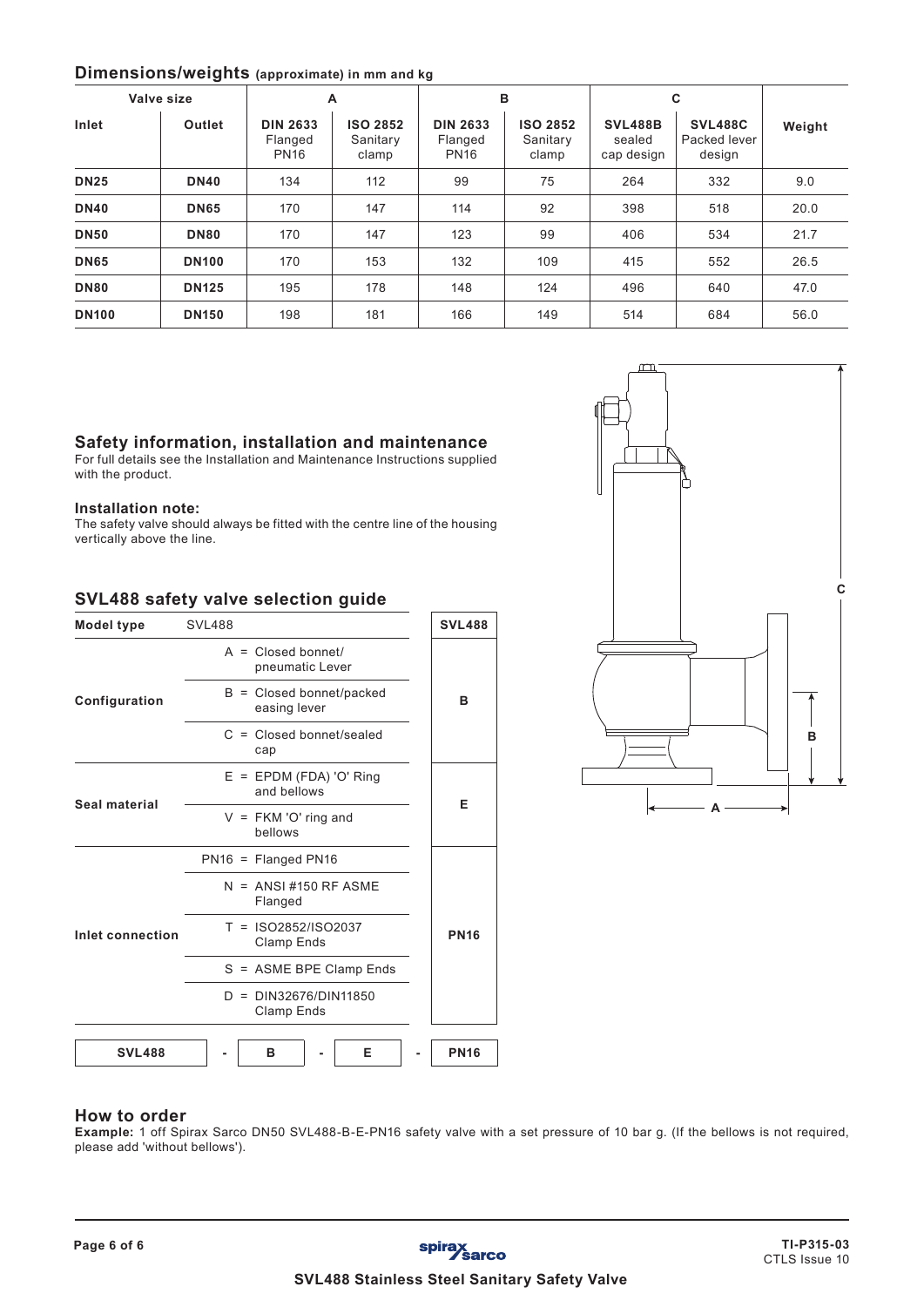## Dimensions/weights (approximate) in mm and kg

| Valve size | | A | | B | | C | | |
|---|---|---|---|---|---|---|---|---|
| Inlet | Outlet | DIN 2633 Flanged PN16 | ISO 2852 Sanitary clamp | DIN 2633 Flanged PN16 | ISO 2852 Sanitary clamp | SVL488B sealed cap design | SVL488C Packed lever design | Weight |
| DN25 | DN40 | 134 | 112 | 99 | 75 | 264 | 332 | 9.0 |
| DN40 | DN65 | 170 | 147 | 114 | 92 | 398 | 518 | 20.0 |
| DN50 | DN80 | 170 | 147 | 123 | 99 | 406 | 534 | 21.7 |
| DN65 | DN100 | 170 | 153 | 132 | 109 | 415 | 552 | 26.5 |
| DN80 | DN125 | 195 | 178 | 148 | 124 | 496 | 640 | 47.0 |
| DN100 | DN150 | 198 | 181 | 166 | 149 | 514 | 684 | 56.0 |

C

B

A

## Safety information, installation and maintenance

For full details see the Installation and Maintenance Instructions supplied with the product.

### Installation note:

The safety valve should always be fitted with the centre line of the housing vertically above the line.

## SVL488 safety valve selection guide

| Model type | SVL488 | SVL488 |
|---|---|---|
| Configuration | A = Closed bonnet/ pneumatic Lever | B |
| | B = Closed bonnet/packed easing lever | |
| | C = Closed bonnet/sealed cap | |
| Seal material | E = EPDM (FDA) 'O' Ring and bellows | E |
| | V = FKM 'O' ring and bellows | |
| Inlet connection | PN16 = Flanged PN16 | PN16 |
| | N = ANSI #150 RF ASME Flanged | |
| | T = ISO2852/ISO2037 Clamp Ends | |
| | S = ASME BPE Clamp Ends | |
| | D = DIN32676/DIN11850 Clamp Ends | |

| SVL488 | - | B | - | E | - | PN16 |
|---|---|---|---|---|---|---|

## How to order

**Example:** 1 off Spirax Sarco DN50 SVL488-B-E-PN16 safety valve with a set pressure of 10 bar g. (If the bellows is not required, please add 'without bellows').